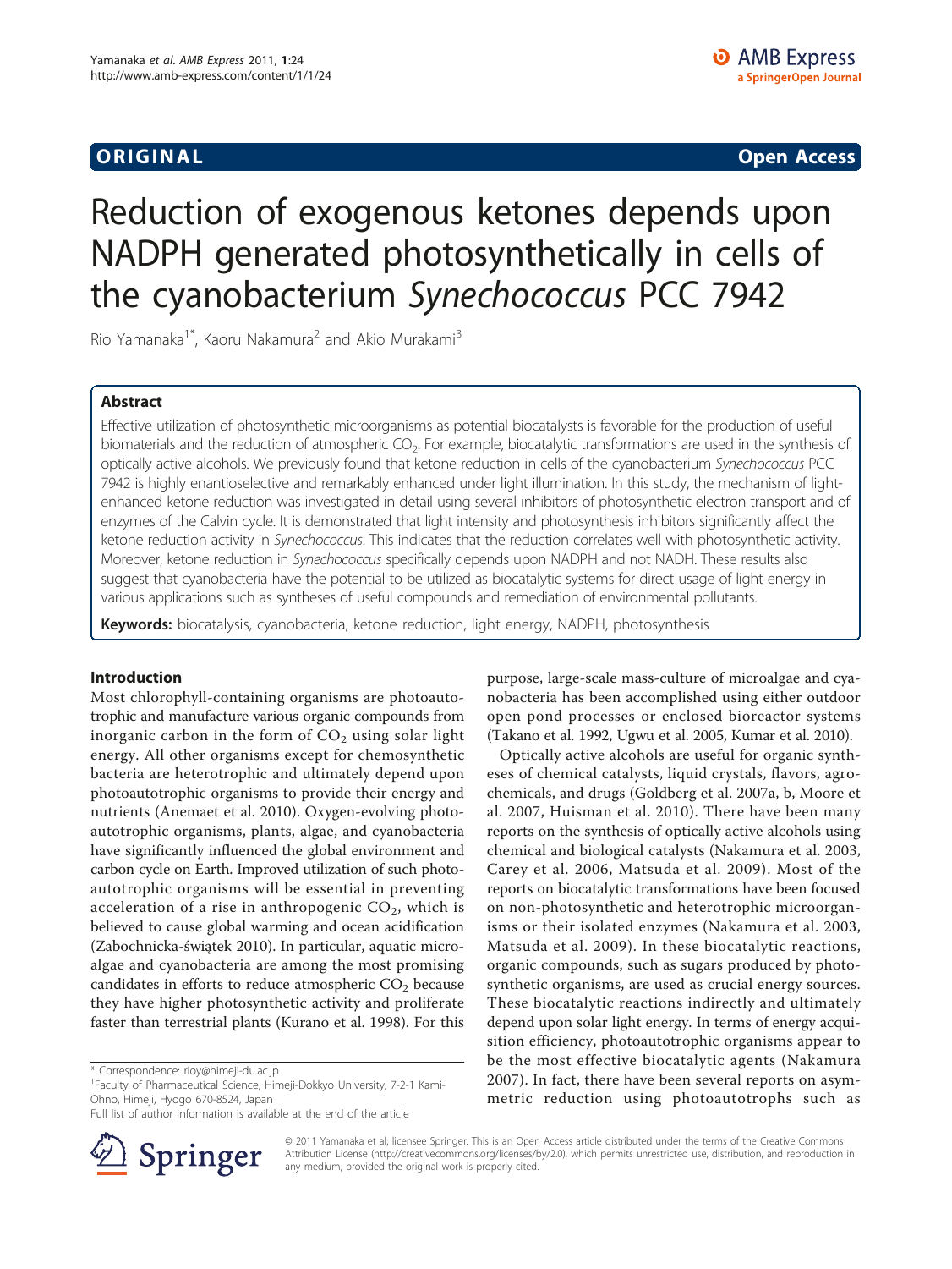ORIGINAL Open Access

# Reduction of exogenous ketones depends upon NADPH generated photosynthetically in cells of the cyanobacterium *Synechococcus* PCC 7942

Rio Yamanaka[1*], Kaoru Nakamura[2] and Akio Murakami[3]

## Abstract

Effective utilization of photosynthetic microorganisms as potential biocatalysts is favorable for the production of useful biomaterials and the reduction of atmospheric $CO_2$. For example, biocatalytic transformations are used in the synthesis of optically active alcohols. We previously found that ketone reduction in cells of the cyanobacterium *Synechococcus* PCC 7942 is highly enantioselective and remarkably enhanced under light illumination. In this study, the mechanism of light-enhanced ketone reduction was investigated in detail using several inhibitors of photosynthetic electron transport and of enzymes of the Calvin cycle. It is demonstrated that light intensity and photosynthesis inhibitors significantly affect the ketone reduction activity in *Synechococcus*. This indicates that the reduction correlates well with photosynthetic activity. Moreover, ketone reduction in *Synechococcus* specifically depends upon NADPH and not NADH. These results also suggest that cyanobacteria have the potential to be utilized as biocatalytic systems for direct usage of light energy in various applications such as syntheses of useful compounds and remediation of environmental pollutants.

**Keywords:** biocatalysis, cyanobacteria, ketone reduction, light energy, NADPH, photosynthesis

## Introduction

Most chlorophyll-containing organisms are photoautotrophic and manufacture various organic compounds from inorganic carbon in the form of $CO_2$ using solar light energy. All other organisms except for chemosynthetic bacteria are heterotrophic and ultimately depend upon photoautotrophic organisms to provide their energy and nutrients (Anemaet et al. 2010). Oxygen-evolving photoautotrophic organisms, plants, algae, and cyanobacteria have significantly influenced the global environment and carbon cycle on Earth. Improved utilization of such photoautotrophic organisms will be essential in preventing acceleration of a rise in anthropogenic $CO_2$, which is believed to cause global warming and ocean acidification (Zabochnicka-świątek 2010). In particular, aquatic microalgae and cyanobacteria are among the most promising candidates in efforts to reduce atmospheric $CO_2$ because they have higher photosynthetic activity and proliferate faster than terrestrial plants (Kurano et al. 1998). For this purpose, large-scale mass-culture of microalgae and cyanobacteria has been accomplished using either outdoor open pond processes or enclosed bioreactor systems (Takano et al. 1992, Ugwu et al. 2005, Kumar et al. 2010).

Optically active alcohols are useful for organic syntheses of chemical catalysts, liquid crystals, flavors, agrochemicals, and drugs (Goldberg et al. 2007a, b, Moore et al. 2007, Huisman et al. 2010). There have been many reports on the synthesis of optically active alcohols using chemical and biological catalysts (Nakamura et al. 2003, Carey et al. 2006, Matsuda et al. 2009). Most of the reports on biocatalytic transformations have been focused on non-photosynthetic and heterotrophic microorganisms or their isolated enzymes (Nakamura et al. 2003, Matsuda et al. 2009). In these biocatalytic reactions, organic compounds, such as sugars produced by photosynthetic organisms, are used as crucial energy sources. These biocatalytic reactions indirectly and ultimately depend upon solar light energy. In terms of energy acquisition efficiency, photoautotrophic organisms appear to be the most effective biocatalytic agents (Nakamura 2007). In fact, there have been several reports on asymmetric reduction using photoautotrophs such as

\* Correspondence: rioy@himeji-du.ac.jp
[1]Faculty of Pharmaceutical Science, Himeji-Dokkyo University, 7-2-1 Kami-Ohno, Himeji, Hyogo 670-8524, Japan
Full list of author information is available at the end of the article

© 2011 Yamanaka et al; licensee Springer. This is an Open Access article distributed under the terms of the Creative Commons Attribution License (http://creativecommons.org/licenses/by/2.0), which permits unrestricted use, distribution, and reproduction in any medium, provided the original work is properly cited.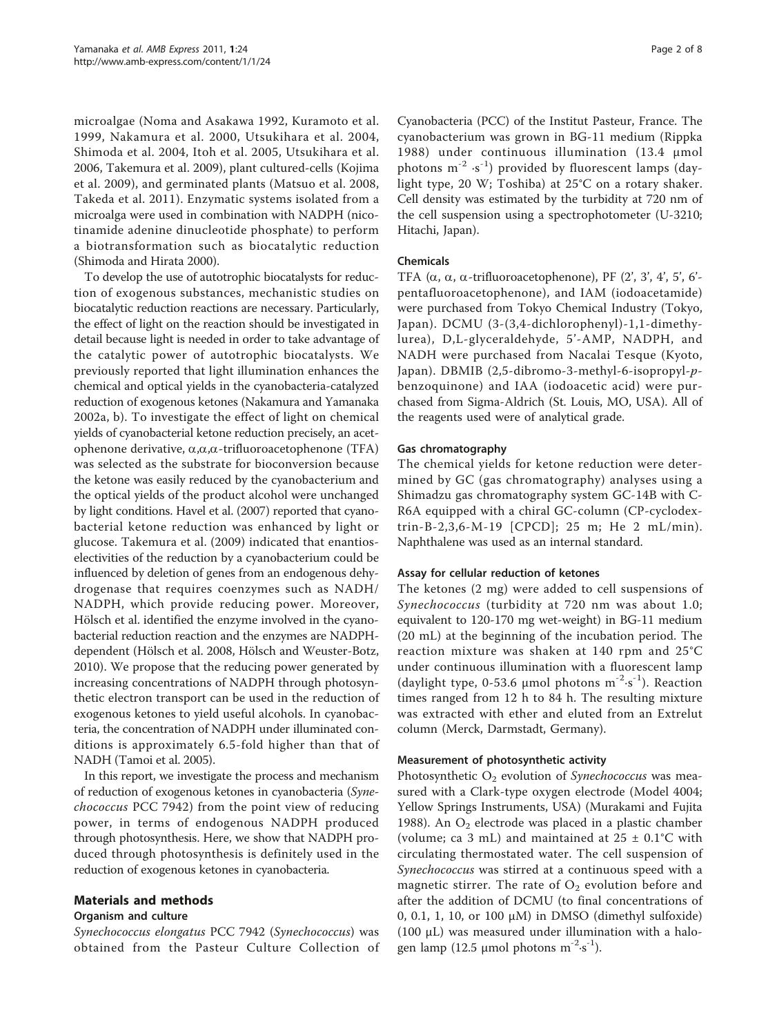microalgae (Noma and Asakawa 1992, Kuramoto et al. 1999, Nakamura et al. 2000, Utsukihara et al. 2004, Shimoda et al. 2004, Itoh et al. 2005, Utsukihara et al. 2006, Takemura et al. 2009), plant cultured-cells (Kojima et al. 2009), and germinated plants (Matsuo et al. 2008, Takeda et al. 2011). Enzymatic systems isolated from a microalga were used in combination with NADPH (nicotinamide adenine dinucleotide phosphate) to perform a biotransformation such as biocatalytic reduction (Shimoda and Hirata 2000).

To develop the use of autotrophic biocatalysts for reduction of exogenous substances, mechanistic studies on biocatalytic reduction reactions are necessary. Particularly, the effect of light on the reaction should be investigated in detail because light is needed in order to take advantage of the catalytic power of autotrophic biocatalysts. We previously reported that light illumination enhances the chemical and optical yields in the cyanobacteria-catalyzed reduction of exogenous ketones (Nakamura and Yamanaka 2002a, b). To investigate the effect of light on chemical yields of cyanobacterial ketone reduction precisely, an acetophenone derivative, α,α,α-trifluoroacetophenone (TFA) was selected as the substrate for bioconversion because the ketone was easily reduced by the cyanobacterium and the optical yields of the product alcohol were unchanged by light conditions. Havel et al. (2007) reported that cyanobacterial ketone reduction was enhanced by light or glucose. Takemura et al. (2009) indicated that enantioselectivities of the reduction by a cyanobacterium could be influenced by deletion of genes from an endogenous dehydrogenase that requires coenzymes such as NADH/NADPH, which provide reducing power. Moreover, Hölsch et al. identified the enzyme involved in the cyanobacterial reduction reaction and the enzymes are NADPH-dependent (Hölsch et al. 2008, Hölsch and Weuster-Botz, 2010). We propose that the reducing power generated by increasing concentrations of NADPH through photosynthetic electron transport can be used in the reduction of exogenous ketones to yield useful alcohols. In cyanobacteria, the concentration of NADPH under illuminated conditions is approximately 6.5-fold higher than that of NADH (Tamoi et al. 2005).

In this report, we investigate the process and mechanism of reduction of exogenous ketones in cyanobacteria (*Synechococcus* PCC 7942) from the point view of reducing power, in terms of endogenous NADPH produced through photosynthesis. Here, we show that NADPH produced through photosynthesis is definitely used in the reduction of exogenous ketones in cyanobacteria.

## Materials and methods

### Organism and culture

*Synechococcus elongatus* PCC 7942 (*Synechococcus*) was obtained from the Pasteur Culture Collection of Cyanobacteria (PCC) of the Institut Pasteur, France. The cyanobacterium was grown in BG-11 medium (Rippka 1988) under continuous illumination (13.4 μmol photons $m^{-2} \cdot s^{-1}$) provided by fluorescent lamps (daylight type, 20 W; Toshiba) at 25°C on a rotary shaker. Cell density was estimated by the turbidity at 720 nm of the cell suspension using a spectrophotometer (U-3210; Hitachi, Japan).

### Chemicals

TFA (α, α, α-trifluoroacetophenone), PF (2', 3', 4', 5', 6'-pentafluoroacetophenone), and IAM (iodoacetamide) were purchased from Tokyo Chemical Industry (Tokyo, Japan). DCMU (3-(3,4-dichlorophenyl)-1,1-dimethylurea), D,L-glyceraldehyde, 5'-AMP, NADPH, and NADH were purchased from Nacalai Tesque (Kyoto, Japan). DBMIB (2,5-dibromo-3-methyl-6-isopropyl-*p*-benzoquinone) and IAA (iodoacetic acid) were purchased from Sigma-Aldrich (St. Louis, MO, USA). All of the reagents used were of analytical grade.

### Gas chromatography

The chemical yields for ketone reduction were determined by GC (gas chromatography) analyses using a Shimadzu gas chromatography system GC-14B with C-R6A equipped with a chiral GC-column (CP-cyclodextrin-B-2,3,6-M-19 [CPCD]; 25 m; He 2 mL/min). Naphthalene was used as an internal standard.

### Assay for cellular reduction of ketones

The ketones (2 mg) were added to cell suspensions of *Synechococcus* (turbidity at 720 nm was about 1.0; equivalent to 120-170 mg wet-weight) in BG-11 medium (20 mL) at the beginning of the incubation period. The reaction mixture was shaken at 140 rpm and 25°C under continuous illumination with a fluorescent lamp (daylight type, 0-53.6 μmol photons $m^{-2} \cdot s^{-1}$). Reaction times ranged from 12 h to 84 h. The resulting mixture was extracted with ether and eluted from an Extrelut column (Merck, Darmstadt, Germany).

### Measurement of photosynthetic activity

Photosynthetic $O_2$ evolution of *Synechococcus* was measured with a Clark-type oxygen electrode (Model 4004; Yellow Springs Instruments, USA) (Murakami and Fujita 1988). An $O_2$ electrode was placed in a plastic chamber (volume; ca 3 mL) and maintained at 25 ± 0.1°C with circulating thermostated water. The cell suspension of *Synechococcus* was stirred at a continuous speed with a magnetic stirrer. The rate of $O_2$ evolution before and after the addition of DCMU (to final concentrations of 0, 0.1, 1, 10, or 100 μM) in DMSO (dimethyl sulfoxide) (100 μL) was measured under illumination with a halogen lamp (12.5 μmol photons $m^{-2} \cdot s^{-1}$).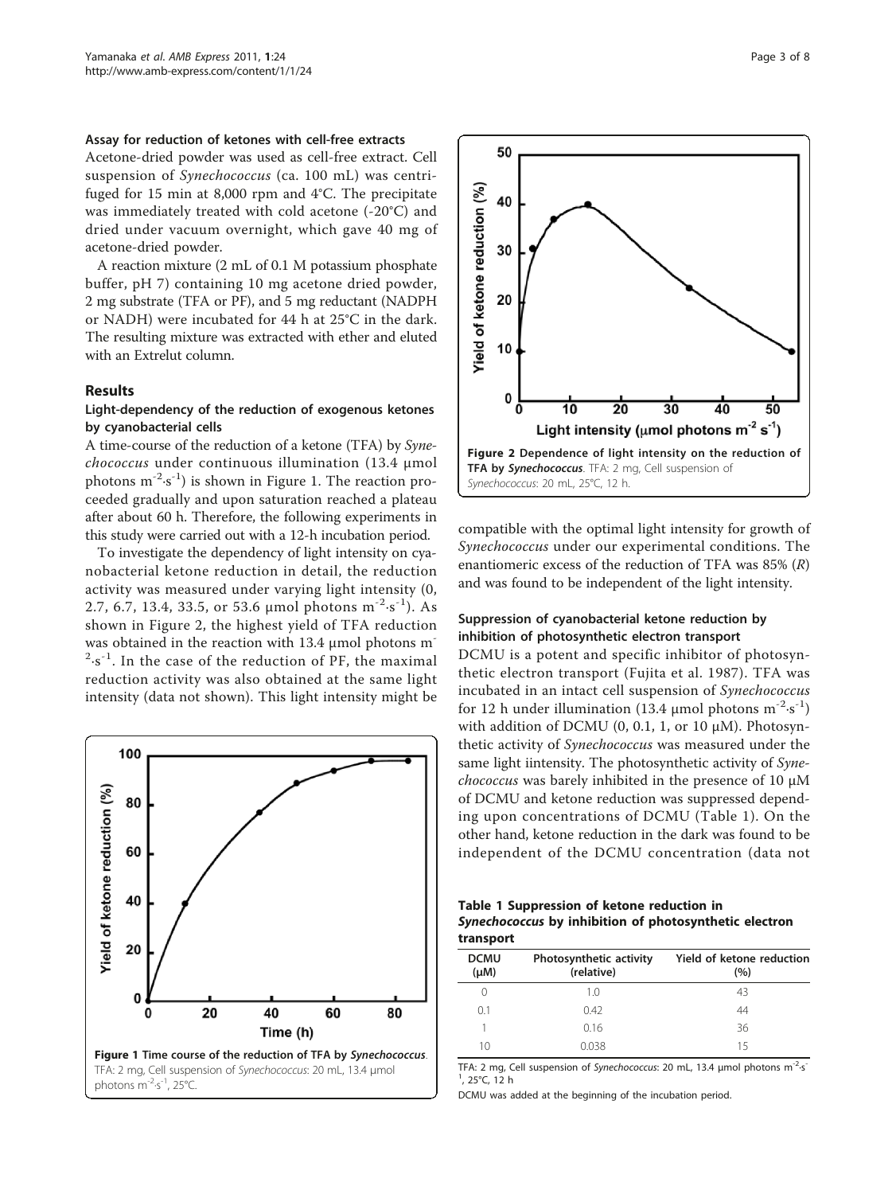### Assay for reduction of ketones with cell-free extracts

Acetone-dried powder was used as cell-free extract. Cell suspension of *Synechococcus* (ca. 100 mL) was centrifuged for 15 min at 8,000 rpm and 4°C. The precipitate was immediately treated with cold acetone (-20°C) and dried under vacuum overnight, which gave 40 mg of acetone-dried powder.

A reaction mixture (2 mL of 0.1 M potassium phosphate buffer, pH 7) containing 10 mg acetone dried powder, 2 mg substrate (TFA or PF), and 5 mg reductant (NADPH or NADH) were incubated for 44 h at 25°C in the dark. The resulting mixture was extracted with ether and eluted with an Extrelut column.

## Results

### Light-dependency of the reduction of exogenous ketones by cyanobacterial cells

A time-course of the reduction of a ketone (TFA) by *Synechococcus* under continuous illumination (13.4 μmol photons $m^{-2}{\cdot}s^{-1}$) is shown in Figure 1. The reaction proceeded gradually and upon saturation reached a plateau after about 60 h. Therefore, the following experiments in this study were carried out with a 12-h incubation period.

To investigate the dependency of light intensity on cyanobacterial ketone reduction in detail, the reduction activity was measured under varying light intensity (0, 2.7, 6.7, 13.4, 33.5, or 53.6 μmol photons $m^{-2}{\cdot}s^{-1}$). As shown in Figure 2, the highest yield of TFA reduction was obtained in the reaction with 13.4 μmol photons $m^{-2}{\cdot}s^{-1}$. In the case of the reduction of PF, the maximal reduction activity was also obtained at the same light intensity (data not shown). This light intensity might be compatible with the optimal light intensity for growth of *Synechococcus* under our experimental conditions. The enantiomeric excess of the reduction of TFA was 85% (*R*) and was found to be independent of the light intensity.

**Figure 1 Time course of the reduction of TFA by *Synechococcus*.** TFA: 2 mg, Cell suspension of *Synechococcus*: 20 mL, 13.4 μmol photons $m^{-2}{\cdot}s^{-1}$, 25°C.

**Figure 2 Dependence of light intensity on the reduction of TFA by *Synechococcus*.** TFA: 2 mg, Cell suspension of *Synechococcus*: 20 mL, 25°C, 12 h.

### Suppression of cyanobacterial ketone reduction by inhibition of photosynthetic electron transport

DCMU is a potent and specific inhibitor of photosynthetic electron transport (Fujita et al. 1987). TFA was incubated in an intact cell suspension of *Synechococcus* for 12 h under illumination (13.4 μmol photons $m^{-2}{\cdot}s^{-1}$) with addition of DCMU (0, 0.1, 1, or 10 μM). Photosynthetic activity of *Synechococcus* was measured under the same light iintensity. The photosynthetic activity of *Synechococcus* was barely inhibited in the presence of 10 μM of DCMU and ketone reduction was suppressed depending upon concentrations of DCMU (Table 1). On the other hand, ketone reduction in the dark was found to be independent of the DCMU concentration (data not

**Table 1 Suppression of ketone reduction in *Synechococcus* by inhibition of photosynthetic electron transport**

| DCMU (μM) | Photosynthetic activity (relative) | Yield of ketone reduction (%) |
|---|---|---|
| 0 | 1.0 | 43 |
| 0.1 | 0.42 | 44 |
| 1 | 0.16 | 36 |
| 10 | 0.038 | 15 |

TFA: 2 mg, Cell suspension of *Synechococcus*: 20 mL, 13.4 μmol photons $m^{-2}{\cdot}s^{-1}$, 25°C, 12 h

DCMU was added at the beginning of the incubation period.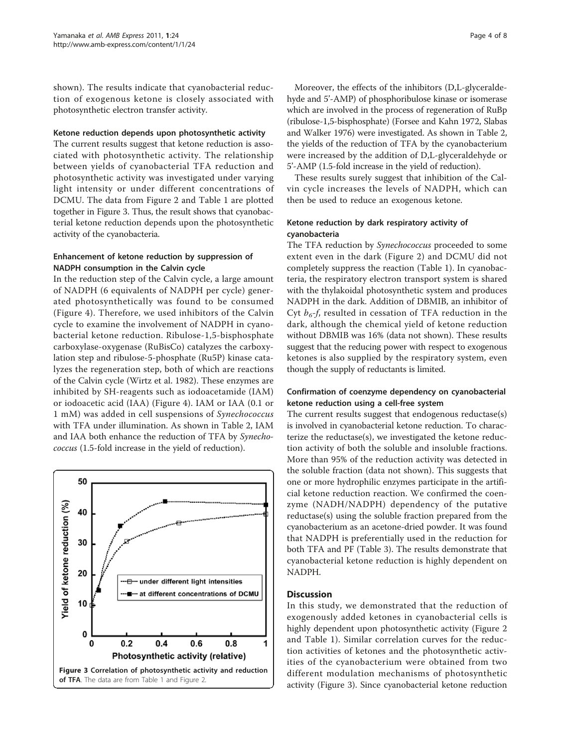shown). The results indicate that cyanobacterial reduction of exogenous ketone is closely associated with photosynthetic electron transfer activity.

#### Ketone reduction depends upon photosynthetic activity

The current results suggest that ketone reduction is associated with photosynthetic activity. The relationship between yields of cyanobacterial TFA reduction and photosynthetic activity was investigated under varying light intensity or under different concentrations of DCMU. The data from Figure 2 and Table 1 are plotted together in Figure 3. Thus, the result shows that cyanobacterial ketone reduction depends upon the photosynthetic activity of the cyanobacteria.

#### Enhancement of ketone reduction by suppression of NADPH consumption in the Calvin cycle

In the reduction step of the Calvin cycle, a large amount of NADPH (6 equivalents of NADPH per cycle) generated photosynthetically was found to be consumed (Figure 4). Therefore, we used inhibitors of the Calvin cycle to examine the involvement of NADPH in cyanobacterial ketone reduction. Ribulose-1,5-bisphosphate carboxylase-oxygenase (RuBisCo) catalyzes the carboxylation step and ribulose-5-phosphate (Ru5P) kinase catalyzes the regeneration step, both of which are reactions of the Calvin cycle (Wirtz et al. 1982). These enzymes are inhibited by SH-reagents such as iodoacetamide (IAM) or iodoacetic acid (IAA) (Figure 4). IAM or IAA (0.1 or 1 mM) was added in cell suspensions of *Synechococcus* with TFA under illumination. As shown in Table 2, IAM and IAA both enhance the reduction of TFA by *Synechococcus* (1.5-fold increase in the yield of reduction).

Figure 3 Correlation of photosynthetic activity and reduction of TFA. The data are from Table 1 and Figure 2.

Moreover, the effects of the inhibitors (D,L-glyceraldehyde and 5'-AMP) of phosphoribulose kinase or isomerase which are involved in the process of regeneration of RuBp (ribulose-1,5-bisphosphate) (Forsee and Kahn 1972, Slabas and Walker 1976) were investigated. As shown in Table 2, the yields of the reduction of TFA by the cyanobacterium were increased by the addition of D,L-glyceraldehyde or 5'-AMP (1.5-fold increase in the yield of reduction).

These results surely suggest that inhibition of the Calvin cycle increases the levels of NADPH, which can then be used to reduce an exogenous ketone.

#### Ketone reduction by dark respiratory activity of cyanobacteria

The TFA reduction by *Synechococcus* proceeded to some extent even in the dark (Figure 2) and DCMU did not completely suppress the reaction (Table 1). In cyanobacteria, the respiratory electron transport system is shared with the thylakoidal photosynthetic system and produces NADPH in the dark. Addition of DBMIB, an inhibitor of Cyt $b_6$-*f*, resulted in cessation of TFA reduction in the dark, although the chemical yield of ketone reduction without DBMIB was 16% (data not shown). These results suggest that the reducing power with respect to exogenous ketones is also supplied by the respiratory system, even though the supply of reductants is limited.

#### Confirmation of coenzyme dependency on cyanobacterial ketone reduction using a cell-free system

The current results suggest that endogenous reductase(s) is involved in cyanobacterial ketone reduction. To characterize the reductase(s), we investigated the ketone reduction activity of both the soluble and insoluble fractions. More than 95% of the reduction activity was detected in the soluble fraction (data not shown). This suggests that one or more hydrophilic enzymes participate in the artificial ketone reduction reaction. We confirmed the coenzyme (NADH/NADPH) dependency of the putative reductase(s) using the soluble fraction prepared from the cyanobacterium as an acetone-dried powder. It was found that NADPH is preferentially used in the reduction for both TFA and PF (Table 3). The results demonstrate that cyanobacterial ketone reduction is highly dependent on NADPH.

## Discussion

In this study, we demonstrated that the reduction of exogenously added ketones in cyanobacterial cells is highly dependent upon photosynthetic activity (Figure 2 and Table 1). Similar correlation curves for the reduction activities of ketones and the photosynthetic activities of the cyanobacterium were obtained from two different modulation mechanisms of photosynthetic activity (Figure 3). Since cyanobacterial ketone reduction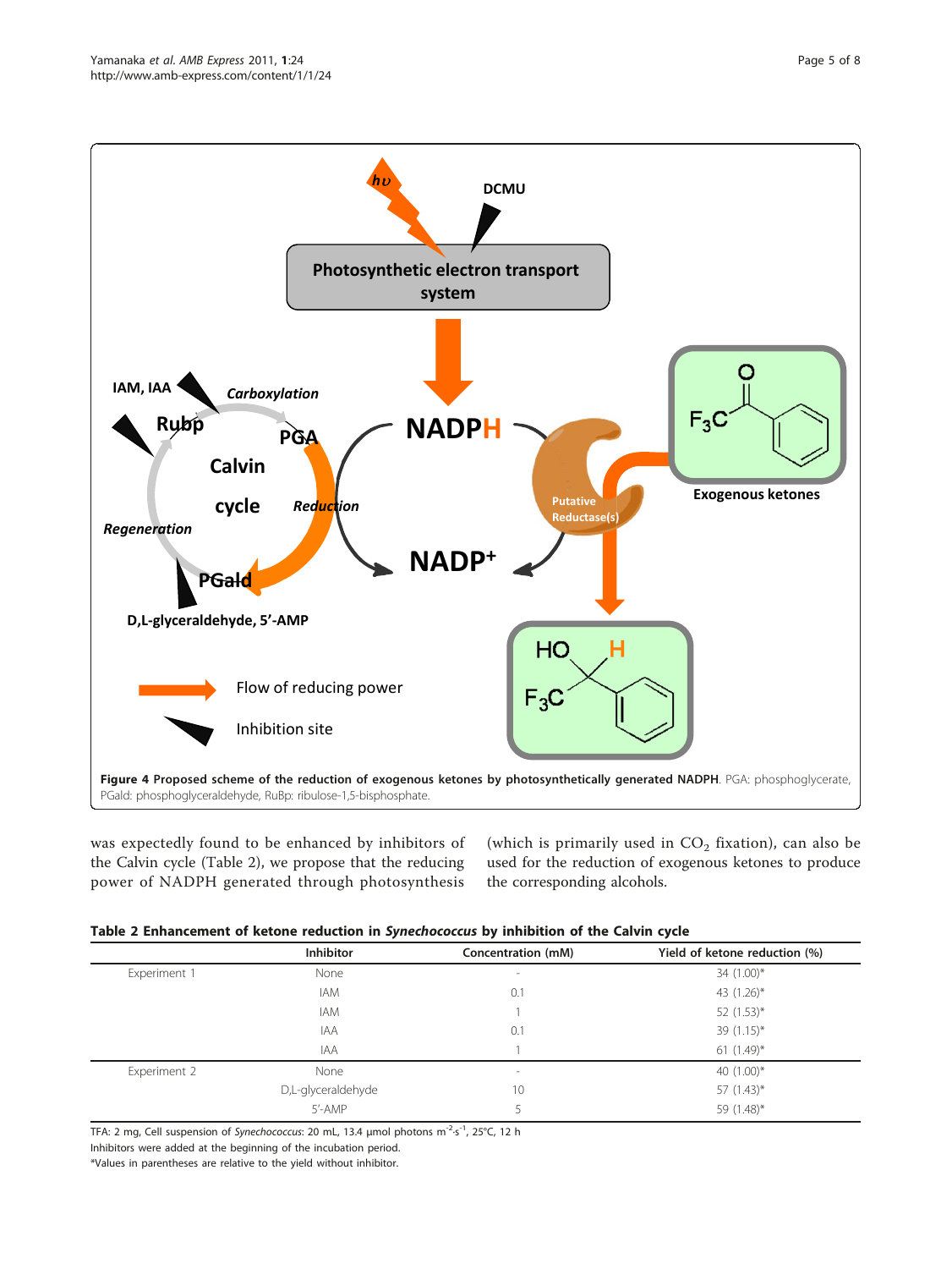**Figure 4 Proposed scheme of the reduction of exogenous ketones by photosynthetically generated NADPH**. PGA: phosphoglycerate, PGald: phosphoglyceraldehyde, RuBp: ribulose-1,5-bisphosphate.

was expectedly found to be enhanced by inhibitors of the Calvin cycle (Table 2), we propose that the reducing power of NADPH generated through photosynthesis (which is primarily used in $CO_2$ fixation), can also be used for the reduction of exogenous ketones to produce the corresponding alcohols.

**Table 2 Enhancement of ketone reduction in *Synechococcus* by inhibition of the Calvin cycle**

| | Inhibitor | Concentration (mM) | Yield of ketone reduction (%) |
|---|---|---|---|
| Experiment 1 | None | - | 34 (1.00)* |
| | IAM | 0.1 | 43 (1.26)* |
| | IAM | 1 | 52 (1.53)* |
| | IAA | 0.1 | 39 (1.15)* |
| | IAA | 1 | 61 (1.49)* |
| Experiment 2 | None | - | 40 (1.00)* |
| | D,L-glyceraldehyde | 10 | 57 (1.43)* |
| | 5'-AMP | 5 | 59 (1.48)* |

TFA: 2 mg, Cell suspension of *Synechococcus*: 20 mL, 13.4 μmol photons $m^{-2} \cdot s^{-1}$, 25°C, 12 h

Inhibitors were added at the beginning of the incubation period.

*Values in parentheses are relative to the yield without inhibitor.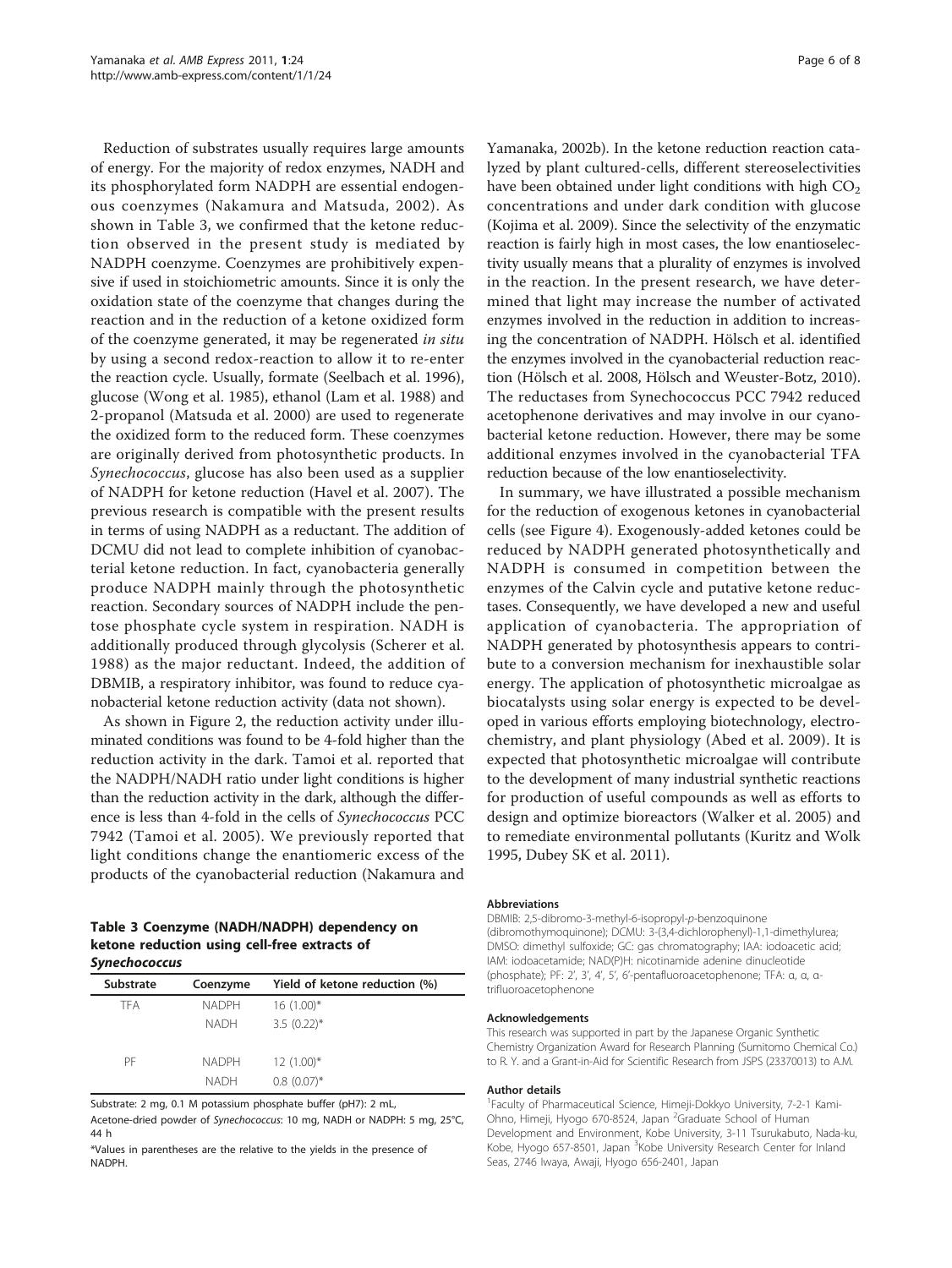Reduction of substrates usually requires large amounts of energy. For the majority of redox enzymes, NADH and its phosphorylated form NADPH are essential endogenous coenzymes (Nakamura and Matsuda, 2002). As shown in Table 3, we confirmed that the ketone reduction observed in the present study is mediated by NADPH coenzyme. Coenzymes are prohibitively expensive if used in stoichiometric amounts. Since it is only the oxidation state of the coenzyme that changes during the reaction and in the reduction of a ketone oxidized form of the coenzyme generated, it may be regenerated *in situ* by using a second redox-reaction to allow it to re-enter the reaction cycle. Usually, formate (Seelbach et al. 1996), glucose (Wong et al. 1985), ethanol (Lam et al. 1988) and 2-propanol (Matsuda et al. 2000) are used to regenerate the oxidized form to the reduced form. These coenzymes are originally derived from photosynthetic products. In *Synechococcus*, glucose has also been used as a supplier of NADPH for ketone reduction (Havel et al. 2007). The previous research is compatible with the present results in terms of using NADPH as a reductant. The addition of DCMU did not lead to complete inhibition of cyanobacterial ketone reduction. In fact, cyanobacteria generally produce NADPH mainly through the photosynthetic reaction. Secondary sources of NADPH include the pentose phosphate cycle system in respiration. NADH is additionally produced through glycolysis (Scherer et al. 1988) as the major reductant. Indeed, the addition of DBMIB, a respiratory inhibitor, was found to reduce cyanobacterial ketone reduction activity (data not shown).

As shown in Figure 2, the reduction activity under illuminated conditions was found to be 4-fold higher than the reduction activity in the dark. Tamoi et al. reported that the NADPH/NADH ratio under light conditions is higher than the reduction activity in the dark, although the difference is less than 4-fold in the cells of *Synechococcus* PCC 7942 (Tamoi et al. 2005). We previously reported that light conditions change the enantiomeric excess of the products of the cyanobacterial reduction (Nakamura and Yamanaka, 2002b). In the ketone reduction reaction catalyzed by plant cultured-cells, different stereoselectivities have been obtained under light conditions with high $CO_2$ concentrations and under dark condition with glucose (Kojima et al. 2009). Since the selectivity of the enzymatic reaction is fairly high in most cases, the low enantioselectivity usually means that a plurality of enzymes is involved in the reaction. In the present research, we have determined that light may increase the number of activated enzymes involved in the reduction in addition to increasing the concentration of NADPH. Hölsch et al. identified the enzymes involved in the cyanobacterial reduction reaction (Hölsch et al. 2008, Hölsch and Weuster-Botz, 2010). The reductases from Synechococcus PCC 7942 reduced acetophenone derivatives and may involve in our cyanobacterial ketone reduction. However, there may be some additional enzymes involved in the cyanobacterial TFA reduction because of the low enantioselectivity.

In summary, we have illustrated a possible mechanism for the reduction of exogenous ketones in cyanobacterial cells (see Figure 4). Exogenously-added ketones could be reduced by NADPH generated photosynthetically and NADPH is consumed in competition between the enzymes of the Calvin cycle and putative ketone reductases. Consequently, we have developed a new and useful application of cyanobacteria. The appropriation of NADPH generated by photosynthesis appears to contribute to a conversion mechanism for inexhaustible solar energy. The application of photosynthetic microalgae as biocatalysts using solar energy is expected to be developed in various efforts employing biotechnology, electrochemistry, and plant physiology (Abed et al. 2009). It is expected that photosynthetic microalgae will contribute to the development of many industrial synthetic reactions for production of useful compounds as well as efforts to design and optimize bioreactors (Walker et al. 2005) and to remediate environmental pollutants (Kuritz and Wolk 1995, Dubey SK et al. 2011).

**Table 3 Coenzyme (NADH/NADPH) dependency on ketone reduction using cell-free extracts of *Synechococcus***

| Substrate | Coenzyme | Yield of ketone reduction (%) |
|---|---|---|
| TFA | NADPH | 16 (1.00)* |
| | NADH | 3.5 (0.22)* |
| PF | NADPH | 12 (1.00)* |
| | NADH | 0.8 (0.07)* |

Substrate: 2 mg, 0.1 M potassium phosphate buffer (pH7): 2 mL,

Acetone-dried powder of *Synechococcus*: 10 mg, NADH or NADPH: 5 mg, 25°C, 44 h

*Values in parentheses are the relative to the yields in the presence of NADPH.

### Abbreviations

DBMIB: 2,5-dibromo-3-methyl-6-isopropyl-*p*-benzoquinone (dibromothymoquinone); DCMU: 3-(3,4-dichlorophenyl)-1,1-dimethylurea; DMSO: dimethyl sulfoxide; GC: gas chromatography; IAA: iodoacetic acid; IAM: iodoacetamide; NAD(P)H: nicotinamide adenine dinucleotide (phosphate); PF: 2', 3', 4', 5', 6'-pentafluoroacetophenone; TFA: α, α, α-trifluoroacetophenone

### Acknowledgements

This research was supported in part by the Japanese Organic Synthetic Chemistry Organization Award for Research Planning (Sumitomo Chemical Co.) to R. Y. and a Grant-in-Aid for Scientific Research from JSPS (23370013) to A.M.

### Author details

[1]Faculty of Pharmaceutical Science, Himeji-Dokkyo University, 7-2-1 Kami-Ohno, Himeji, Hyogo 670-8524, Japan [2]Graduate School of Human Development and Environment, Kobe University, 3-11 Tsurukabuto, Nada-ku, Kobe, Hyogo 657-8501, Japan [3]Kobe University Research Center for Inland Seas, 2746 Iwaya, Awaji, Hyogo 656-2401, Japan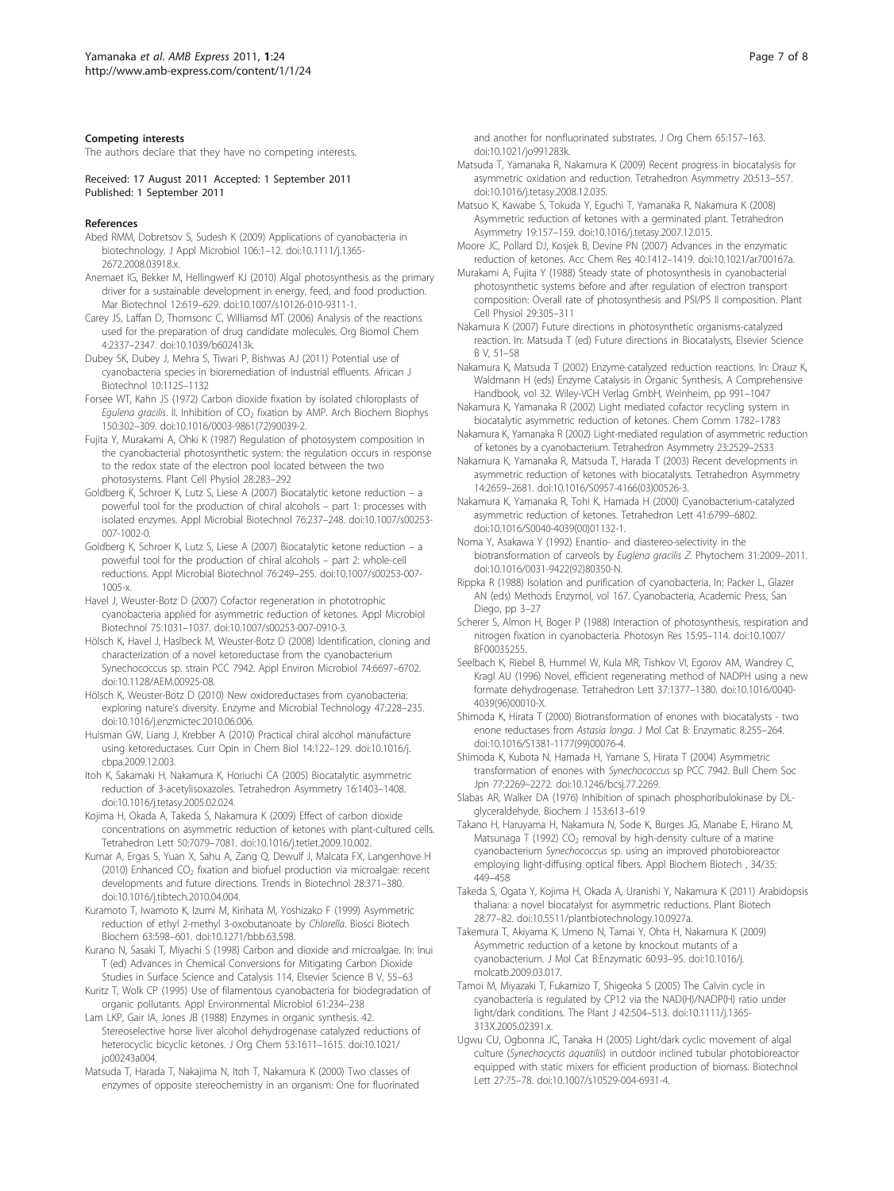#### Competing interests

The authors declare that they have no competing interests.

Received: 17 August 2011 Accepted: 1 September 2011
Published: 1 September 2011

#### References

- Abed RMM, Dobretsov S, Sudesh K (2009) Applications of cyanobacteria in biotechnology. J Appl Microbiol 106:1–12. doi:10.1111/j.1365-2672.2008.03918.x.
- Anemaet IG, Bekker M, Hellingwerf KJ (2010) Algal photosynthesis as the primary driver for a sustainable development in energy, feed, and food production. Mar Biotechnol 12:619–629. doi:10.1007/s10126-010-9311-1.
- Carey JS, Laffan D, Thomsonc C, Williamsd MT (2006) Analysis of the reactions used for the preparation of drug candidate molecules. Org Biomol Chem 4:2337–2347. doi:10.1039/b602413k.
- Dubey SK, Dubey J, Mehra S, Tiwari P, Bishwas AJ (2011) Potential use of cyanobacteria species in bioremediation of industrial effluents. African J Biotechnol 10:1125–1132
- Forsee WT, Kahn JS (1972) Carbon dioxide fixation by isolated chloroplasts of *Egulena gracilis*. II. Inhibition of $CO_2$ fixation by AMP. Arch Biochem Biophys 150:302–309. doi:10.1016/0003-9861(72)90039-2.
- Fujita Y, Murakami A, Ohki K (1987) Regulation of photosystem composition in the cyanobacterial photosynthetic system: the regulation occurs in response to the redox state of the electron pool located between the two photosystems. Plant Cell Physiol 28:283–292
- Goldberg K, Schroer K, Lutz S, Liese A (2007) Biocatalytic ketone reduction – a powerful tool for the production of chiral alcohols – part 1: processes with isolated enzymes. Appl Microbial Biotechnol 76:237–248. doi:10.1007/s00253-007-1002-0.
- Goldberg K, Schroer K, Lutz S, Liese A (2007) Biocatalytic ketone reduction – a powerful tool for the production of chiral alcohols – part 2: whole-cell reductions. Appl Microbial Biotechnol 76:249–255. doi:10.1007/s00253-007-1005-x.
- Havel J, Weuster-Botz D (2007) Cofactor regeneration in phototrophic cyanobacteria applied for asymmetric reduction of ketones. Appl Microbiol Biotechnol 75:1031–1037. doi:10.1007/s00253-007-0910-3.
- Hölsch K, Havel J, Haslbeck M, Weuster-Botz D (2008) Identification, cloning and characterization of a novel ketoreductase from the cyanobacterium Synechococcus sp. strain PCC 7942. Appl Environ Microbiol 74:6697–6702. doi:10.1128/AEM.00925-08.
- Hölsch K, Weuster-Botz D (2010) New oxidoreductases from cyanobacteria: exploring nature's diversity. Enzyme and Microbial Technology 47:228–235. doi:10.1016/j.enzmictec.2010.06.006.
- Huisman GW, Liang J, Krebber A (2010) Practical chiral alcohol manufacture using ketoreductases. Curr Opin in Chem Biol 14:122–129. doi:10.1016/j.cbpa.2009.12.003.
- Itoh K, Sakamaki H, Nakamura K, Horiuchi CA (2005) Biocatalytic asymmetric reduction of 3-acetylisoxazoles. Tetrahedron Asymmetry 16:1403–1408. doi:10.1016/j.tetasy.2005.02.024.
- Kojima H, Okada A, Takeda S, Nakamura K (2009) Effect of carbon dioxide concentrations on asymmetric reduction of ketones with plant-cultured cells. Tetrahedron Lett 50:7079–7081. doi:10.1016/j.tetlet.2009.10.002.
- Kumar A, Ergas S, Yuan X, Sahu A, Zang Q, Dewulf J, Malcata FX, Langenhove H (2010) Enhanced $CO_2$ fixation and biofuel production via microalgae: recent developments and future directions. Trends in Biotechnol 28:371–380. doi:10.1016/j.tibtech.2010.04.004.
- Kuramoto T, Iwamoto K, Izumi M, Kirihata M, Yoshizako F (1999) Asymmetric reduction of ethyl 2-methyl 3-oxobutanoate by *Chlorella*. Biosci Biotech Biochem 63:598–601. doi:10.1271/bbb.63.598.
- Kurano N, Sasaki T, Miyachi S (1998) Carbon and dioxide and microalgae. In: Inui T (ed) Advances in Chemical Conversions for Mitigating Carbon Dioxide Studies in Surface Science and Catalysis 114, Elsevier Science B V, 55–63
- Kuritz T, Wolk CP (1995) Use of filamentous cyanobacteria for biodegradation of organic pollutants. Appl Environmental Microbiol 61:234–238
- Lam LKP, Gair IA, Jones JB (1988) Enzymes in organic synthesis. 42. Stereoselective horse liver alcohol dehydrogenase catalyzed reductions of heterocyclic bicyclic ketones. J Org Chem 53:1611–1615. doi:10.1021/jo00243a004.
- Matsuda T, Harada T, Nakajima N, Itoh T, Nakamura K (2000) Two classes of enzymes of opposite stereochemistry in an organism: One for fluorinated and another for nonfluorinated substrates. J Org Chem 65:157–163. doi:10.1021/jo991283k.
- Matsuda T, Yamanaka R, Nakamura K (2009) Recent progress in biocatalysis for asymmetric oxidation and reduction. Tetrahedron Asymmetry 20:513–557. doi:10.1016/j.tetasy.2008.12.035.
- Matsuo K, Kawabe S, Tokuda Y, Eguchi T, Yamanaka R, Nakamura K (2008) Asymmetric reduction of ketones with a germinated plant. Tetrahedron Asymmetry 19:157–159. doi:10.1016/j.tetasy.2007.12.015.
- Moore JC, Pollard DJ, Kosjek B, Devine PN (2007) Advances in the enzymatic reduction of ketones. Acc Chem Res 40:1412–1419. doi:10.1021/ar700167a.
- Murakami A, Fujita Y (1988) Steady state of photosynthesis in cyanobacterial photosynthetic systems before and after regulation of electron transport composition: Overall rate of photosynthesis and PSI/PS II composition. Plant Cell Physiol 29:305–311
- Nakamura K (2007) Future directions in photosynthetic organisms-catalyzed reaction. In: Matsuda T (ed) Future directions in Biocatalysts, Elsevier Science B V, 51–58
- Nakamura K, Matsuda T (2002) Enzyme-catalyzed reduction reactions. In: Drauz K, Waldmann H (eds) Enzyme Catalysis in Organic Synthesis, A Comprehensive Handbook, vol 32. Wiley-VCH Verlag GmbH, Weinheim, pp 991–1047
- Nakamura K, Yamanaka R (2002) Light mediated cofactor recycling system in biocatalytic asymmetric reduction of ketones. Chem Comm 1782–1783
- Nakamura K, Yamanaka R (2002) Light-mediated regulation of asymmetric reduction of ketones by a cyanobacterium. Tetrahedron Asymmetry 23:2529–2533
- Nakamura K, Yamanaka R, Matsuda T, Harada T (2003) Recent developments in asymmetric reduction of ketones with biocatalysts. Tetrahedron Asymmetry 14:2659–2681. doi:10.1016/S0957-4166(03)00526-3.
- Nakamura K, Yamanaka R, Tohi K, Hamada H (2000) Cyanobacterium-catalyzed asymmetric reduction of ketones. Tetrahedron Lett 41:6799–6802. doi:10.1016/S0040-4039(00)01132-1.
- Noma Y, Asakawa Y (1992) Enantio- and diastereo-selectivity in the biotransformation of carveols by *Euglena gracilis Z*. Phytochem 31:2009–2011. doi:10.1016/0031-9422(92)80350-N.
- Rippka R (1988) Isolation and purification of cyanobacteria. In: Packer L, Glazer AN (eds) Methods Enzymol, vol 167. Cyanobacteria, Academic Press, San Diego, pp 3–27
- Scherer S, Almon H, Boger P (1988) Interaction of photosynthesis, respiration and nitrogen fixation in cyanobacteria. Photosyn Res 15:95–114. doi:10.1007/BF00035255.
- Seelbach K, Riebel B, Hummel W, Kula MR, Tishkov VI, Egorov AM, Wandrey C, Kragl AU (1996) Novel, efficient regenerating method of NADPH using a new formate dehydrogenase. Tetrahedron Lett 37:1377–1380. doi:10.1016/0040-4039(96)00010-X.
- Shimoda K, Hirata T (2000) Biotransformation of enones with biocatalysts - two enone reductases from *Astasia longa*. J Mol Cat B: Enzymatic 8:255–264. doi:10.1016/S1381-1177(99)00076-4.
- Shimoda K, Kubota N, Hamada H, Yamane S, Hirata T (2004) Asymmetric transformation of enones with *Synechococcus* sp PCC 7942. Bull Chem Soc Jpn 77:2269–2272. doi:10.1246/bcsj.77.2269.
- Slabas AR, Walker DA (1976) Inhibition of spinach phosphoribulokinase by DL-glyceraldehyde. Biochem J 153:613–619
- Takano H, Haruyama H, Nakamura N, Sode K, Burges JG, Manabe E, Hirano M, Matsunaga T (1992) $CO_2$ removal by high-density culture of a marine cyanobacterium *Synechococcus* sp. using an improved photobioreactor employing light-diffusing optical fibers. Appl Biochem Biotech , 34/35: 449–458
- Takeda S, Ogata Y, Kojima H, Okada A, Uranishi Y, Nakamura K (2011) Arabidopsis thaliana: a novel biocatalyst for asymmetric reductions. Plant Biotech 28:77–82. doi:10.5511/plantbiotechnology.10.0927a.
- Takemura T, Akiyama K, Umeno N, Tamai Y, Ohta H, Nakamura K (2009) Asymmetric reduction of a ketone by knockout mutants of a cyanobacterium. J Mol Cat B:Enzymatic 60:93–95. doi:10.1016/j.molcatb.2009.03.017.
- Tamoi M, Miyazaki T, Fukamizo T, Shigeoka S (2005) The Calvin cycle in cyanobacteria is regulated by CP12 via the NAD(H)/NADP(H) ratio under light/dark conditions. The Plant J 42:504–513. doi:10.1111/j.1365-313X.2005.02391.x.
- Ugwu CU, Ogbonna JC, Tanaka H (2005) Light/dark cyclic movement of algal culture (*Synechocytis aquatilis*) in outdoor inclined tubular photobioreactor equipped with static mixers for efficient production of biomass. Biotechnol Lett 27:75–78. doi:10.1007/s10529-004-6931-4.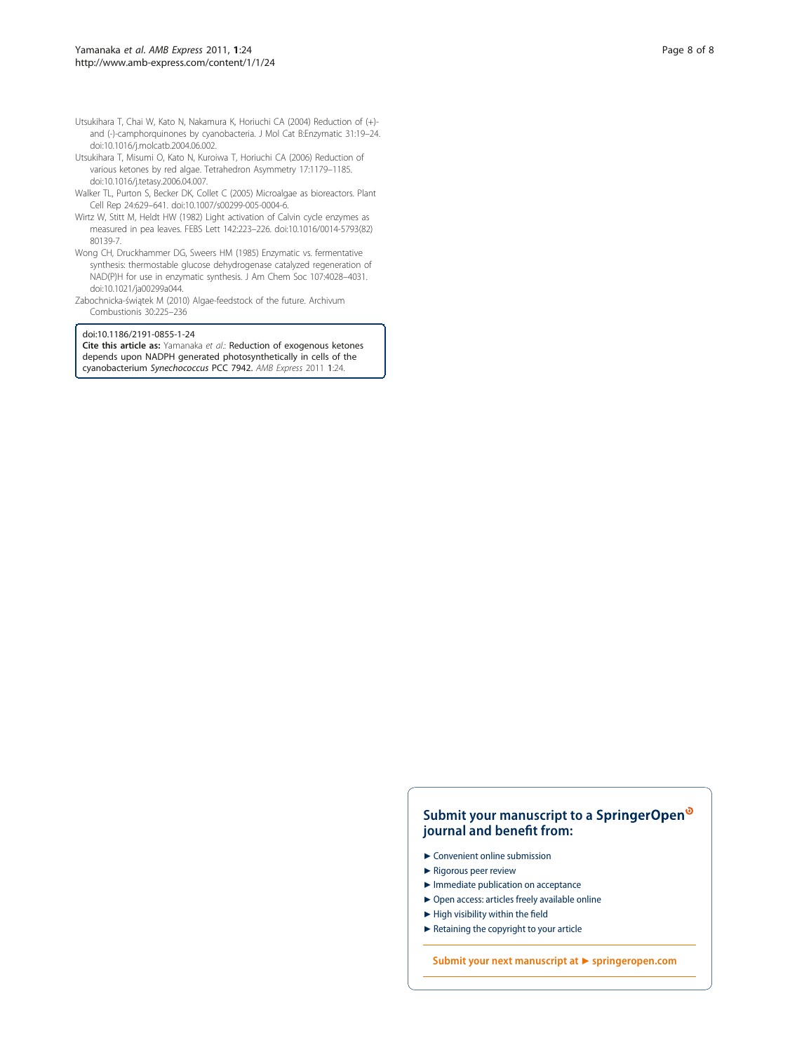Utsukihara T, Chai W, Kato N, Nakamura K, Horiuchi CA (2004) Reduction of (+)- and (-)-camphorquinones by cyanobacteria. J Mol Cat B:Enzymatic 31:19–24. doi:10.1016/j.molcatb.2004.06.002.

Utsukihara T, Misumi O, Kato N, Kuroiwa T, Horiuchi CA (2006) Reduction of various ketones by red algae. Tetrahedron Asymmetry 17:1179–1185. doi:10.1016/j.tetasy.2006.04.007.

Walker TL, Purton S, Becker DK, Collet C (2005) Microalgae as bioreactors. Plant Cell Rep 24:629–641. doi:10.1007/s00299-005-0004-6.

Wirtz W, Stitt M, Heldt HW (1982) Light activation of Calvin cycle enzymes as measured in pea leaves. FEBS Lett 142:223–226. doi:10.1016/0014-5793(82)80139-7.

Wong CH, Druckhammer DG, Sweers HM (1985) Enzymatic vs. fermentative synthesis: thermostable glucose dehydrogenase catalyzed regeneration of NAD(P)H for use in enzymatic synthesis. J Am Chem Soc 107:4028–4031. doi:10.1021/ja00299a044.

Zabochnicka-świątek M (2010) Algae-feedstock of the future. Archivum Combustionis 30:225–236

doi:10.1186/2191-0855-1-24

**Cite this article as:** Yamanaka *et al.*: Reduction of exogenous ketones depends upon NADPH generated photosynthetically in cells of the cyanobacterium *Synechococcus* PCC 7942. *AMB Express* 2011 **1**:24.

**Submit your manuscript to a SpringerOpen journal and benefit from:**

- ► Convenient online submission
- ► Rigorous peer review
- ► Immediate publication on acceptance
- ► Open access: articles freely available online
- ► High visibility within the field
- ► Retaining the copyright to your article

**Submit your next manuscript at ► springeropen.com**